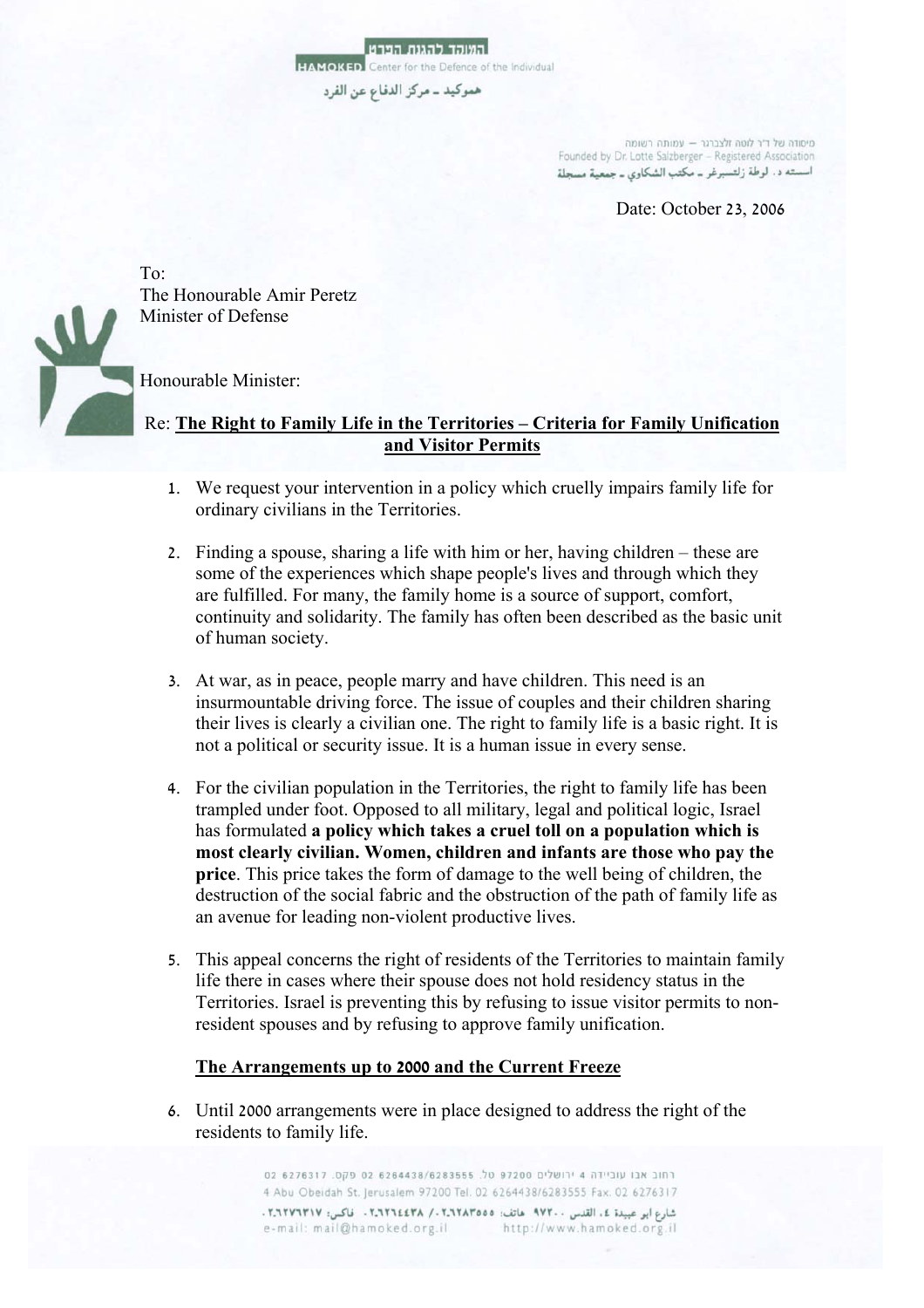המוקד להגנת הפרט
HAMOKED Center for the Defence of the Individual
هموكيد ـ مركز الدفاع عن الفرد

מיסודה של ד"ר לוטה זלצברגר – עמותה רשומה
Founded by Dr. Lotte Salzberger – Registered Association
اسسته د. لوطة زلتسبرغر ـ مكتب الشكاوي ـ جمعية مسجلة

Date: October 23, 2006

To:
The Honourable Amir Peretz
Minister of Defense

Honourable Minister:

Re: **The Right to Family Life in the Territories – Criteria for Family Unification and Visitor Permits**

1. We request your intervention in a policy which cruelly impairs family life for ordinary civilians in the Territories.

2. Finding a spouse, sharing a life with him or her, having children – these are some of the experiences which shape people's lives and through which they are fulfilled. For many, the family home is a source of support, comfort, continuity and solidarity. The family has often been described as the basic unit of human society.

3. At war, as in peace, people marry and have children. This need is an insurmountable driving force. The issue of couples and their children sharing their lives is clearly a civilian one. The right to family life is a basic right. It is not a political or security issue. It is a human issue in every sense.

4. For the civilian population in the Territories, the right to family life has been trampled under foot. Opposed to all military, legal and political logic, Israel has formulated **a policy which takes a cruel toll on a population which is most clearly civilian. Women, children and infants are those who pay the price**. This price takes the form of damage to the well being of children, the destruction of the social fabric and the obstruction of the path of family life as an avenue for leading non-violent productive lives.

5. This appeal concerns the right of residents of the Territories to maintain family life there in cases where their spouse does not hold residency status in the Territories. Israel is preventing this by refusing to issue visitor permits to non-resident spouses and by refusing to approve family unification.

## The Arrangements up to 2000 and the Current Freeze

6. Until 2000 arrangements were in place designed to address the right of the residents to family life.

רחוב אבו עובידה 4 ירושלים 97200 טל. 02 6264438/6283555 פקס. 02 6276317
4 Abu Obeidah St. Jerusalem 97200 Tel. 02 6264438/6283555 Fax. 02 6276317
شارع ابو عبيدة ٤، القدس ٩٧٢٠٠ هاتف: ٠٢.٦٢٨٣٥٥٥ / ٠٢.٦٢٦٤٤٣٨ فاكس: ٠٢.٦٢٧٦٣١٧
e-mail: mail@hamoked.org.il http://www.hamoked.org.il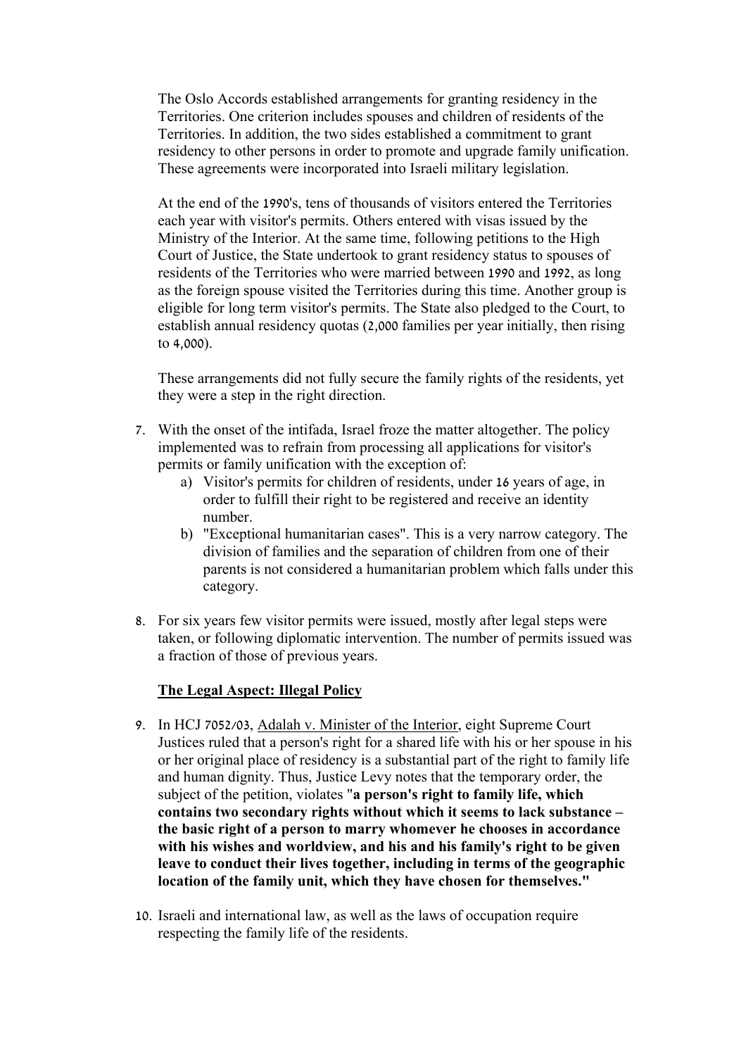The Oslo Accords established arrangements for granting residency in the Territories. One criterion includes spouses and children of residents of the Territories. In addition, the two sides established a commitment to grant residency to other persons in order to promote and upgrade family unification. These agreements were incorporated into Israeli military legislation.

At the end of the 1990's, tens of thousands of visitors entered the Territories each year with visitor's permits. Others entered with visas issued by the Ministry of the Interior. At the same time, following petitions to the High Court of Justice, the State undertook to grant residency status to spouses of residents of the Territories who were married between 1990 and 1992, as long as the foreign spouse visited the Territories during this time. Another group is eligible for long term visitor's permits. The State also pledged to the Court, to establish annual residency quotas (2,000 families per year initially, then rising to 4,000).

These arrangements did not fully secure the family rights of the residents, yet they were a step in the right direction.

7. With the onset of the intifada, Israel froze the matter altogether. The policy implemented was to refrain from processing all applications for visitor's permits or family unification with the exception of:
    a) Visitor's permits for children of residents, under 16 years of age, in order to fulfill their right to be registered and receive an identity number.
    b) "Exceptional humanitarian cases". This is a very narrow category. The division of families and the separation of children from one of their parents is not considered a humanitarian problem which falls under this category.

8. For six years few visitor permits were issued, mostly after legal steps were taken, or following diplomatic intervention. The number of permits issued was a fraction of those of previous years.

**The Legal Aspect: Illegal Policy**

9. In HCJ 7052/03, Adalah v. Minister of the Interior, eight Supreme Court Justices ruled that a person's right for a shared life with his or her spouse in his or her original place of residency is a substantial part of the right to family life and human dignity. Thus, Justice Levy notes that the temporary order, the subject of the petition, violates "**a person's right to family life, which contains two secondary rights without which it seems to lack substance – the basic right of a person to marry whomever he chooses in accordance with his wishes and worldview, and his and his family's right to be given leave to conduct their lives together, including in terms of the geographic location of the family unit, which they have chosen for themselves.**"

10. Israeli and international law, as well as the laws of occupation require respecting the family life of the residents.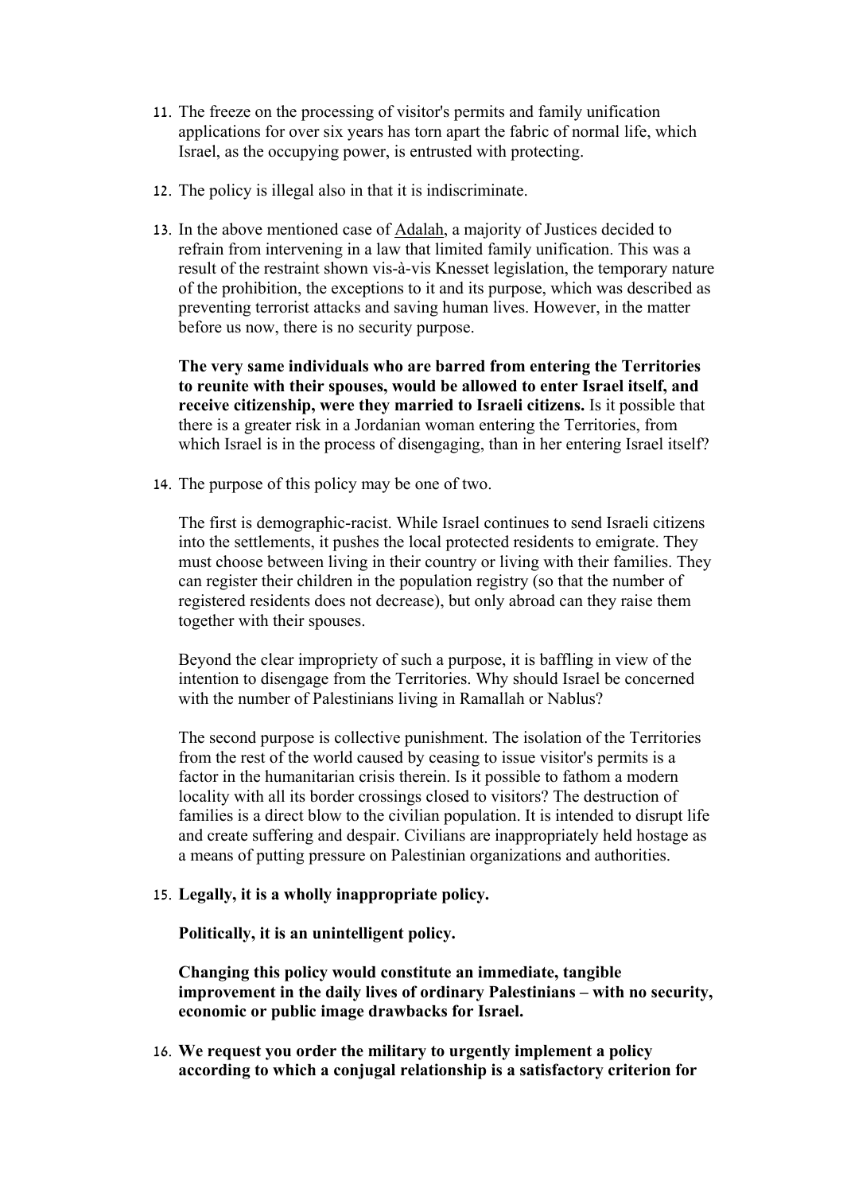11. The freeze on the processing of visitor's permits and family unification applications for over six years has torn apart the fabric of normal life, which Israel, as the occupying power, is entrusted with protecting.

12. The policy is illegal also in that it is indiscriminate.

13. In the above mentioned case of Adalah, a majority of Justices decided to refrain from intervening in a law that limited family unification. This was a result of the restraint shown vis-à-vis Knesset legislation, the temporary nature of the prohibition, the exceptions to it and its purpose, which was described as preventing terrorist attacks and saving human lives. However, in the matter before us now, there is no security purpose.

    **The very same individuals who are barred from entering the Territories to reunite with their spouses, would be allowed to enter Israel itself, and receive citizenship, were they married to Israeli citizens.** Is it possible that there is a greater risk in a Jordanian woman entering the Territories, from which Israel is in the process of disengaging, than in her entering Israel itself?

14. The purpose of this policy may be one of two.

    The first is demographic-racist. While Israel continues to send Israeli citizens into the settlements, it pushes the local protected residents to emigrate. They must choose between living in their country or living with their families. They can register their children in the population registry (so that the number of registered residents does not decrease), but only abroad can they raise them together with their spouses.

    Beyond the clear impropriety of such a purpose, it is baffling in view of the intention to disengage from the Territories. Why should Israel be concerned with the number of Palestinians living in Ramallah or Nablus?

    The second purpose is collective punishment. The isolation of the Territories from the rest of the world caused by ceasing to issue visitor's permits is a factor in the humanitarian crisis therein. Is it possible to fathom a modern locality with all its border crossings closed to visitors? The destruction of families is a direct blow to the civilian population. It is intended to disrupt life and create suffering and despair. Civilians are inappropriately held hostage as a means of putting pressure on Palestinian organizations and authorities.

15. **Legally, it is a wholly inappropriate policy.**

    **Politically, it is an unintelligent policy.**

    **Changing this policy would constitute an immediate, tangible improvement in the daily lives of ordinary Palestinians – with no security, economic or public image drawbacks for Israel.**

16. **We request you order the military to urgently implement a policy according to which a conjugal relationship is a satisfactory criterion for**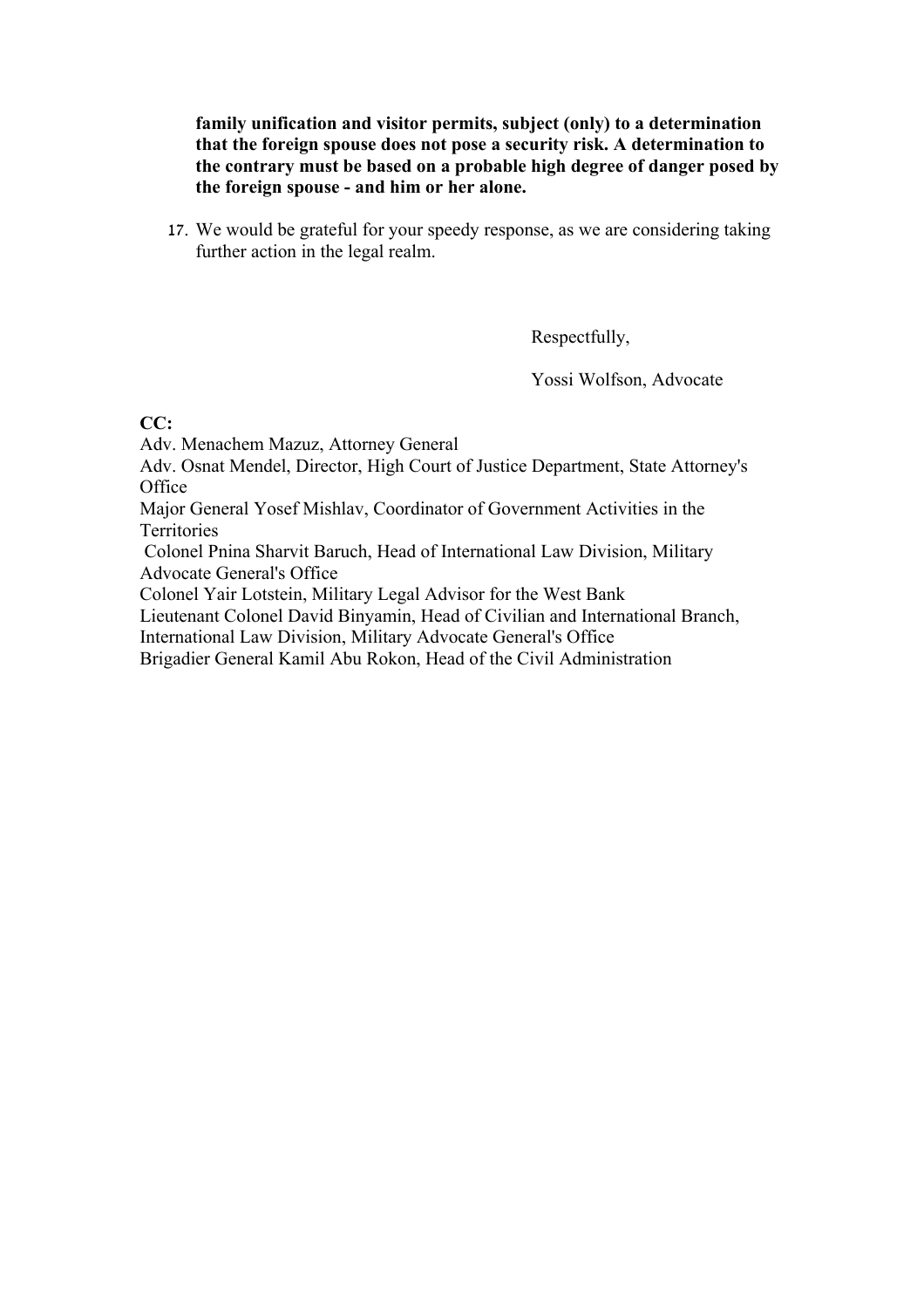**family unification and visitor permits, subject (only) to a determination that the foreign spouse does not pose a security risk. A determination to the contrary must be based on a probable high degree of danger posed by the foreign spouse - and him or her alone.**

17. We would be grateful for your speedy response, as we are considering taking further action in the legal realm.

Respectfully,

Yossi Wolfson, Advocate

**CC:**

Adv. Menachem Mazuz, Attorney General
Adv. Osnat Mendel, Director, High Court of Justice Department, State Attorney's Office
Major General Yosef Mishlav, Coordinator of Government Activities in the Territories
Colonel Pnina Sharvit Baruch, Head of International Law Division, Military Advocate General's Office
Colonel Yair Lotstein, Military Legal Advisor for the West Bank
Lieutenant Colonel David Binyamin, Head of Civilian and International Branch, International Law Division, Military Advocate General's Office
Brigadier General Kamil Abu Rokon, Head of the Civil Administration